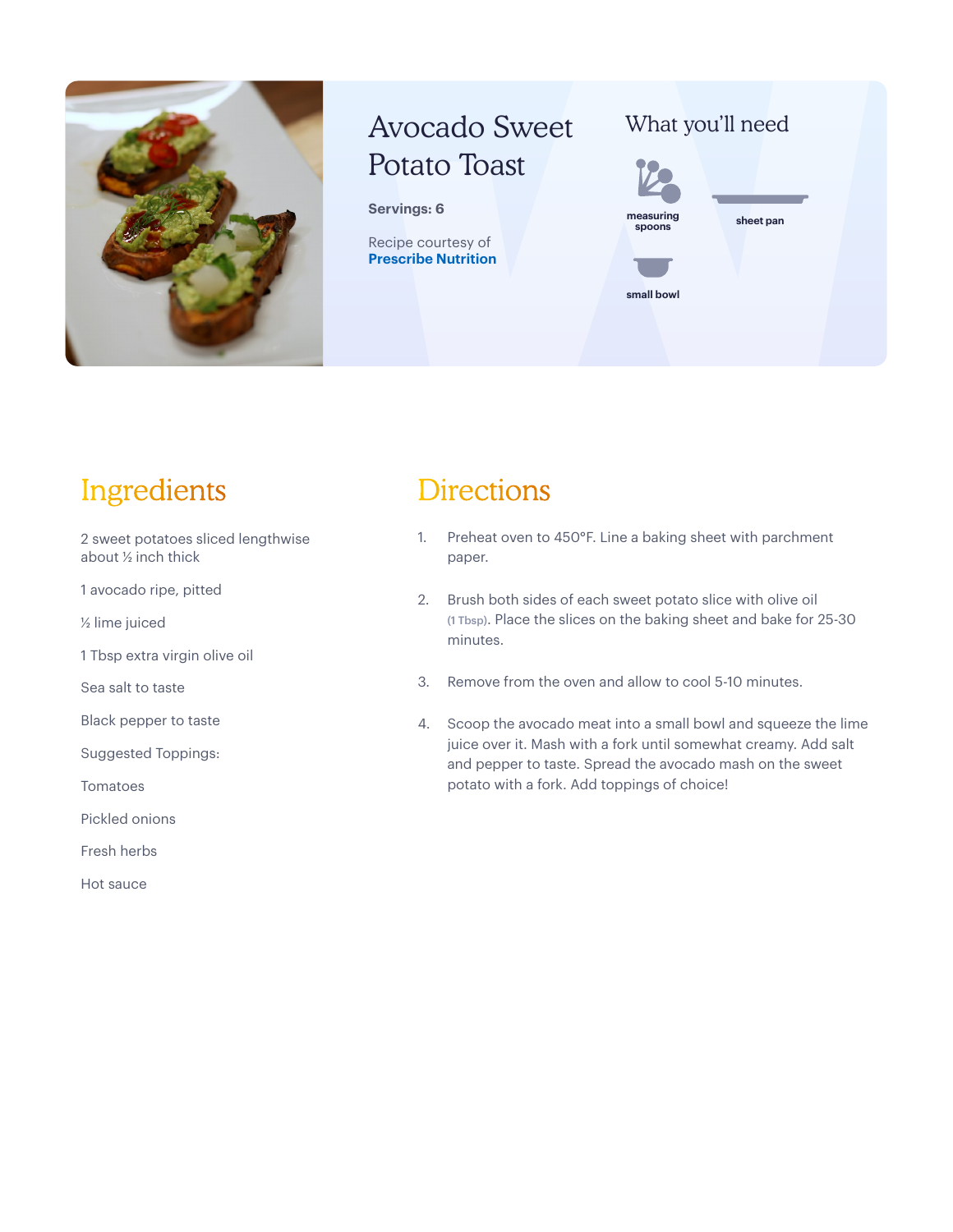# Avocado Sweet Potato Toast

**Servings: 6**

Recipe courtesy of **Prescribe Nutrition**

## What you'll need

- measuring spoons
- sheet pan
- small bowl

## Ingredients

2 sweet potatoes sliced lengthwise about ½ inch thick

1 avocado ripe, pitted

½ lime juiced

1 Tbsp extra virgin olive oil

Sea salt to taste

Black pepper to taste

Suggested Toppings:

Tomatoes

Pickled onions

Fresh herbs

Hot sauce

## Directions

1. Preheat oven to 450°F. Line a baking sheet with parchment paper.
2. Brush both sides of each sweet potato slice with olive oil (1 Tbsp). Place the slices on the baking sheet and bake for 25-30 minutes.
3. Remove from the oven and allow to cool 5-10 minutes.
4. Scoop the avocado meat into a small bowl and squeeze the lime juice over it. Mash with a fork until somewhat creamy. Add salt and pepper to taste. Spread the avocado mash on the sweet potato with a fork. Add toppings of choice!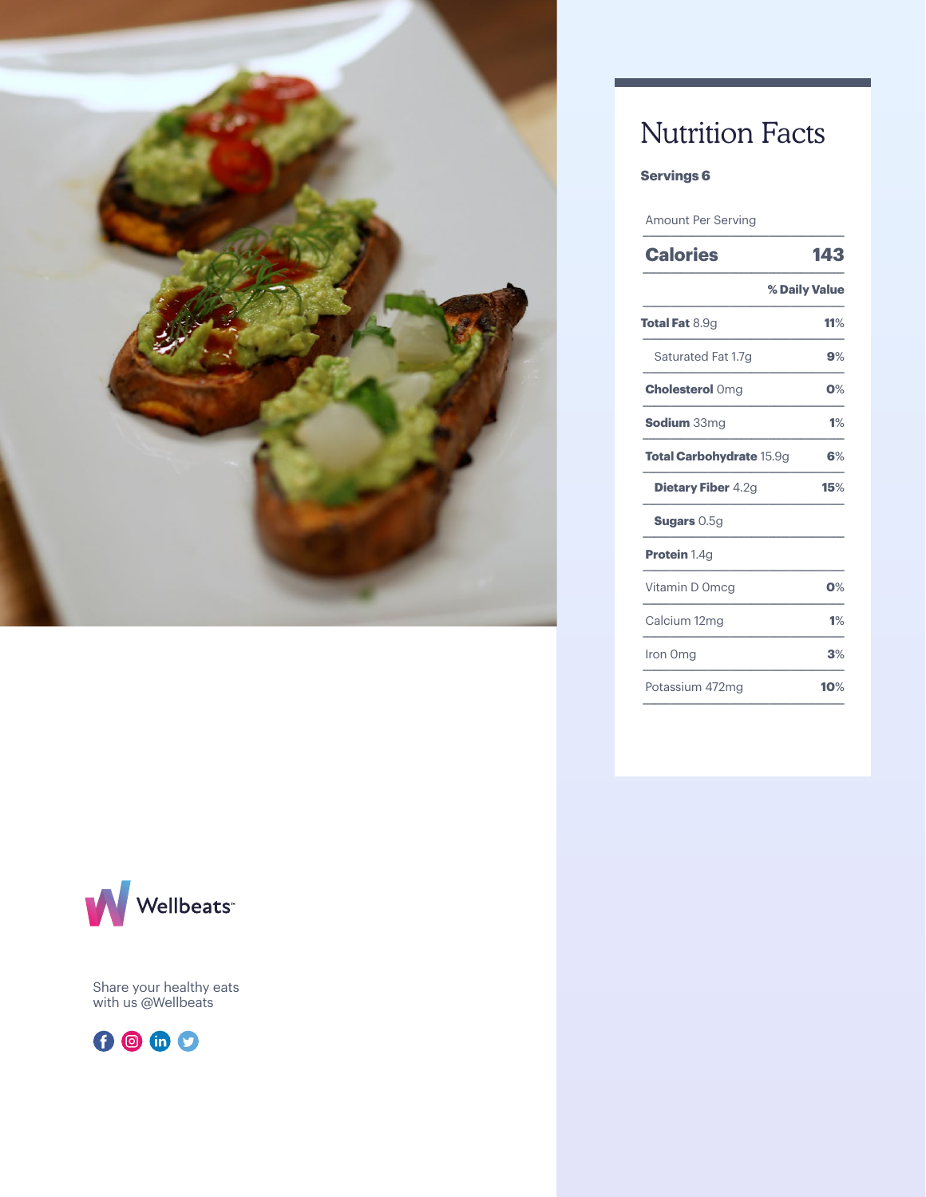# Nutrition Facts

**Servings 6**

Amount Per Serving

| | |
|---|---|
| **Calories** | **143** |
| | **% Daily Value** |
| **Total Fat** 8.9g | **11%** |
| Saturated Fat 1.7g | **9%** |
| **Cholesterol** 0mg | **0%** |
| **Sodium** 33mg | **1%** |
| **Total Carbohydrate** 15.9g | **6%** |
| **Dietary Fiber** 4.2g | **15%** |
| **Sugars** 0.5g | |
| **Protein** 1.4g | |
| Vitamin D 0mcg | **0%** |
| Calcium 12mg | **1%** |
| Iron 0mg | **3%** |
| Potassium 472mg | **10%** |

Wellbeats™

Share your healthy eats with us @Wellbeats